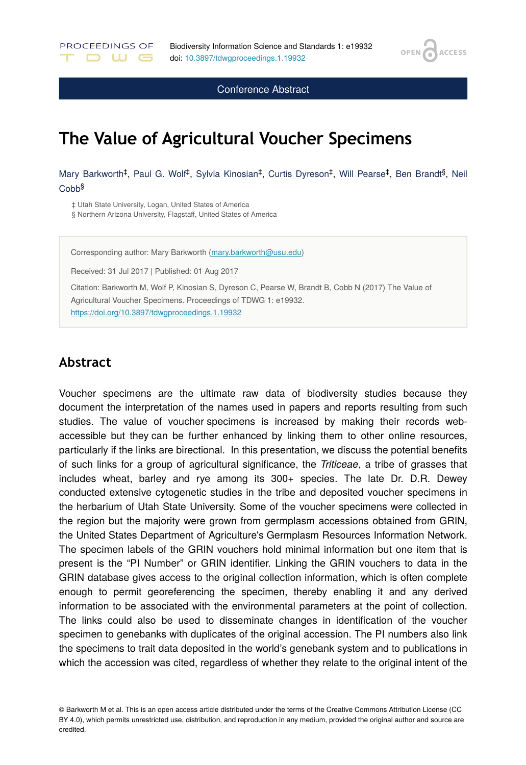Conference Abstract

# The Value of Agricultural Voucher Specimens

Mary Barkworth[‡], Paul G. Wolf[‡], Sylvia Kinosian[‡], Curtis Dyreson[‡], Will Pearse[‡], Ben Brandt[§], Neil Cobb[§]

‡ Utah State University, Logan, United States of America
§ Northern Arizona University, Flagstaff, United States of America

Corresponding author: Mary Barkworth (mary.barkworth@usu.edu)

Received: 31 Jul 2017 | Published: 01 Aug 2017

Citation: Barkworth M, Wolf P, Kinosian S, Dyreson C, Pearse W, Brandt B, Cobb N (2017) The Value of Agricultural Voucher Specimens. Proceedings of TDWG 1: e19932. https://doi.org/10.3897/tdwgproceedings.1.19932

## Abstract

Voucher specimens are the ultimate raw data of biodiversity studies because they document the interpretation of the names used in papers and reports resulting from such studies. The value of voucher specimens is increased by making their records web-accessible but they can be further enhanced by linking them to other online resources, particularly if the links are birectional. In this presentation, we discuss the potential benefits of such links for a group of agricultural significance, the *Triticeae*, a tribe of grasses that includes wheat, barley and rye among its 300+ species. The late Dr. D.R. Dewey conducted extensive cytogenetic studies in the tribe and deposited voucher specimens in the herbarium of Utah State University. Some of the voucher specimens were collected in the region but the majority were grown from germplasm accessions obtained from GRIN, the United States Department of Agriculture's Germplasm Resources Information Network. The specimen labels of the GRIN vouchers hold minimal information but one item that is present is the “PI Number” or GRIN identifier. Linking the GRIN vouchers to data in the GRIN database gives access to the original collection information, which is often complete enough to permit georeferencing the specimen, thereby enabling it and any derived information to be associated with the environmental parameters at the point of collection. The links could also be used to disseminate changes in identification of the voucher specimen to genebanks with duplicates of the original accession. The PI numbers also link the specimens to trait data deposited in the world’s genebank system and to publications in which the accession was cited, regardless of whether they relate to the original intent of the

© Barkworth M et al. This is an open access article distributed under the terms of the Creative Commons Attribution License (CC BY 4.0), which permits unrestricted use, distribution, and reproduction in any medium, provided the original author and source are credited.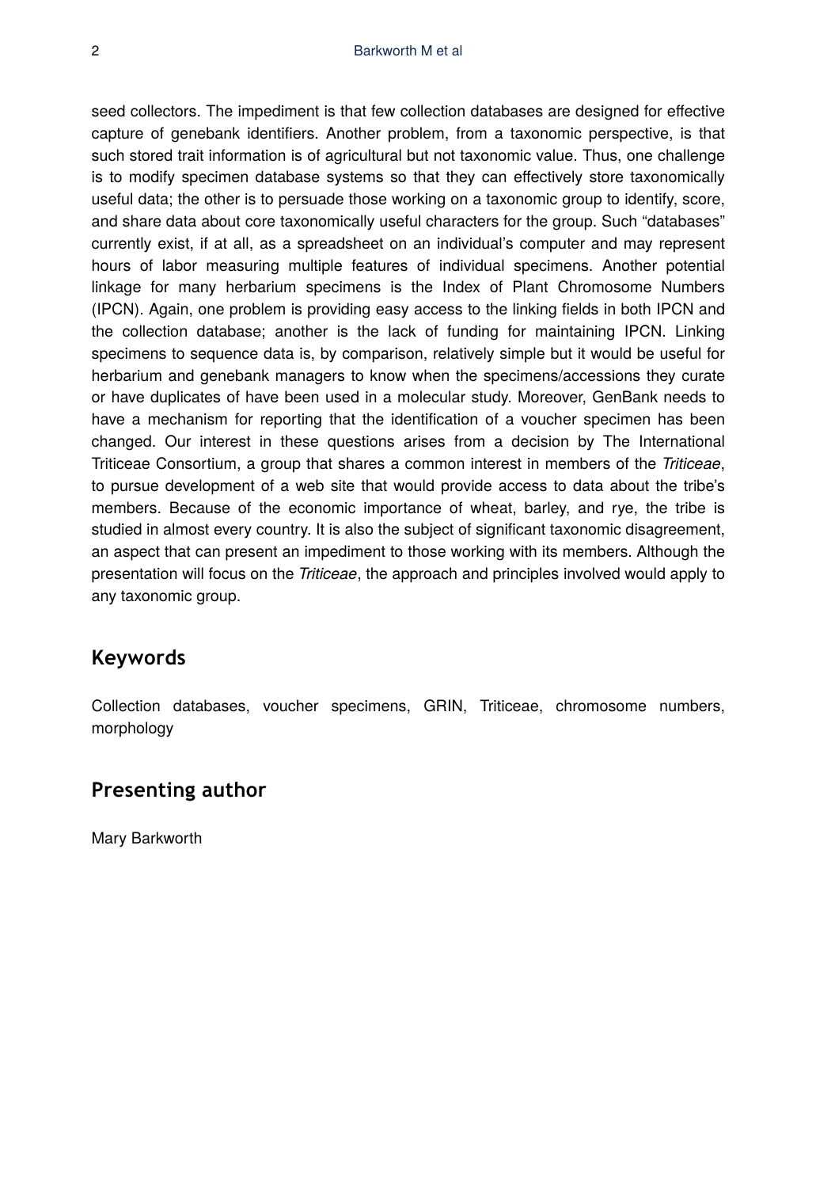seed collectors. The impediment is that few collection databases are designed for effective capture of genebank identifiers. Another problem, from a taxonomic perspective, is that such stored trait information is of agricultural but not taxonomic value. Thus, one challenge is to modify specimen database systems so that they can effectively store taxonomically useful data; the other is to persuade those working on a taxonomic group to identify, score, and share data about core taxonomically useful characters for the group. Such "databases" currently exist, if at all, as a spreadsheet on an individual's computer and may represent hours of labor measuring multiple features of individual specimens. Another potential linkage for many herbarium specimens is the Index of Plant Chromosome Numbers (IPCN). Again, one problem is providing easy access to the linking fields in both IPCN and the collection database; another is the lack of funding for maintaining IPCN. Linking specimens to sequence data is, by comparison, relatively simple but it would be useful for herbarium and genebank managers to know when the specimens/accessions they curate or have duplicates of have been used in a molecular study. Moreover, GenBank needs to have a mechanism for reporting that the identification of a voucher specimen has been changed. Our interest in these questions arises from a decision by The International Triticeae Consortium, a group that shares a common interest in members of the *Triticeae*, to pursue development of a web site that would provide access to data about the tribe's members. Because of the economic importance of wheat, barley, and rye, the tribe is studied in almost every country. It is also the subject of significant taxonomic disagreement, an aspect that can present an impediment to those working with its members. Although the presentation will focus on the *Triticeae*, the approach and principles involved would apply to any taxonomic group.

## Keywords

Collection databases, voucher specimens, GRIN, Triticeae, chromosome numbers, morphology

## Presenting author

Mary Barkworth